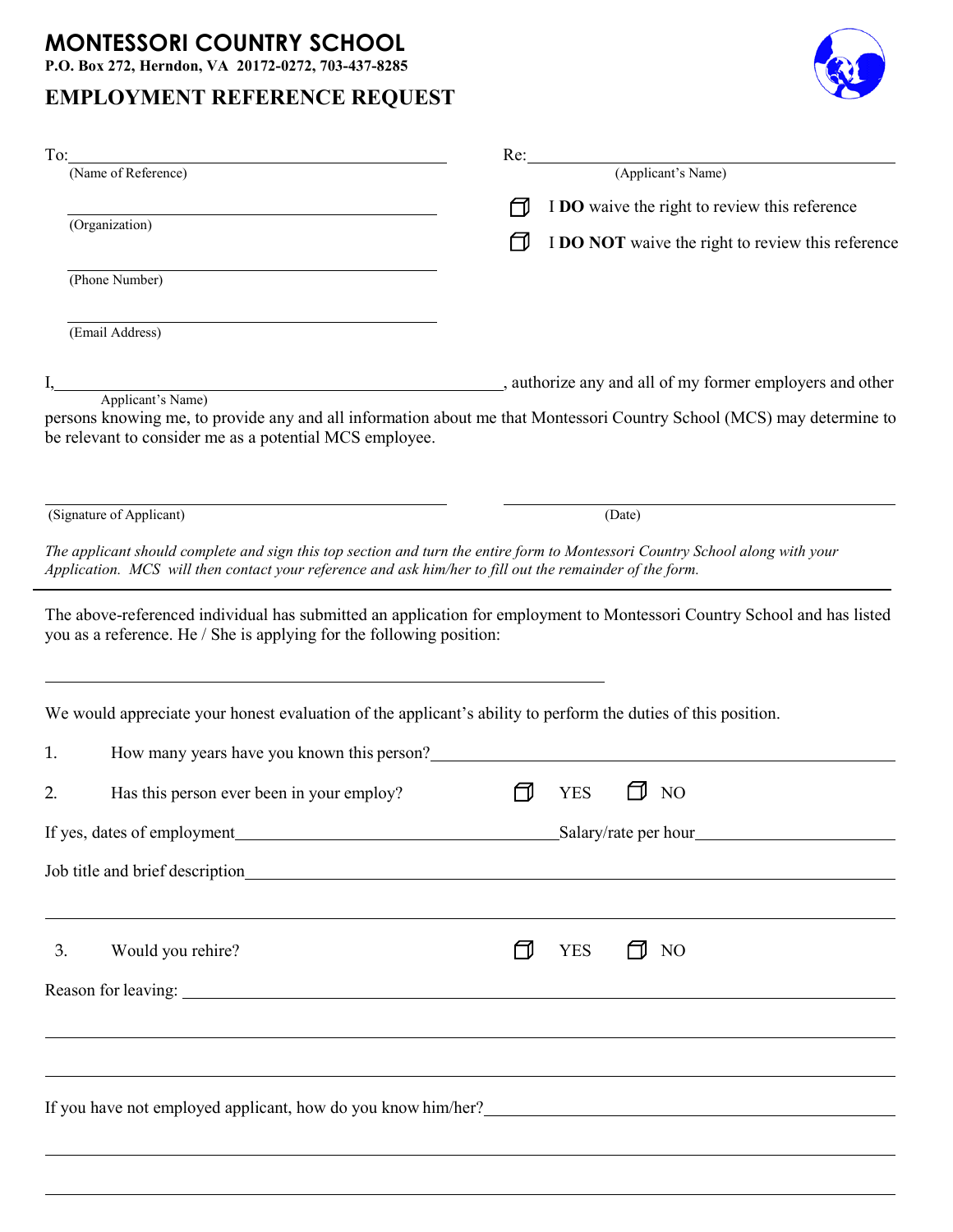# MONTESSORI COUNTRY SCHOOL

**P.O. Box 272, Herndon, VA 20172-0272, 703-437-8285**

## EMPLOYMENT REFERENCE REQUEST

To: ______________________________
(Name of Reference)

______________________________
(Organization)

______________________________
(Phone Number)

______________________________
(Email Address)

Re: ______________________________
(Applicant's Name)

☐ I **DO** waive the right to review this reference

☐ I **DO NOT** waive the right to review this reference

I, ______________________________, authorize any and all of my former employers and other
Applicant's Name
persons knowing me, to provide any and all information about me that Montessori Country School (MCS) may determine to be relevant to consider me as a potential MCS employee.

______________________________ (Signature of Applicant)

______________________________ (Date)

*The applicant should complete and sign this top section and turn the entire form to Montessori Country School along with your Application. MCS will then contact your reference and ask him/her to fill out the remainder of the form.*

---

The above-referenced individual has submitted an application for employment to Montessori Country School and has listed you as a reference. He / She is applying for the following position:

______________________________

We would appreciate your honest evaluation of the applicant's ability to perform the duties of this position.

1. How many years have you known this person? ______________________________

2. Has this person ever been in your employ? ☐ YES ☐ NO

If yes, dates of employment ______________________________ Salary/rate per hour ______________________________

Job title and brief description ______________________________

______________________________

3. Would you rehire? ☐ YES ☐ NO

Reason for leaving: ______________________________

______________________________

______________________________

If you have not employed applicant, how do you know him/her? ______________________________

______________________________

______________________________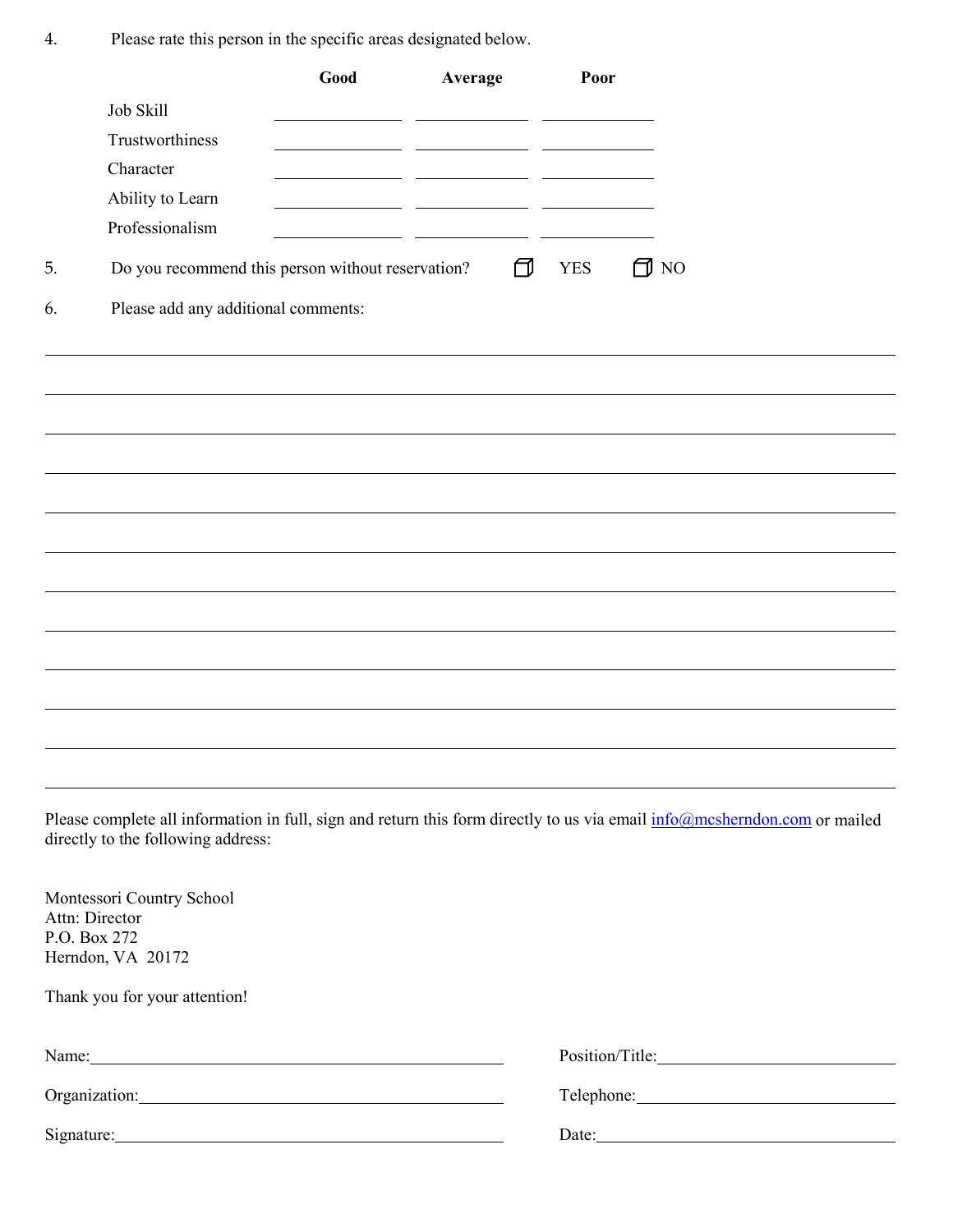4. Please rate this person in the specific areas designated below.

| | Good | Average | Poor |
|---|---|---|---|
| Job Skill | | | |
| Trustworthiness | | | |
| Character | | | |
| Ability to Learn | | | |
| Professionalism | | | |

5. Do you recommend this person without reservation? ☐ YES ☐ NO

6. Please add any additional comments:

Please complete all information in full, sign and return this form directly to us via email info@mcsherndon.com or mailed directly to the following address:

Montessori Country School
Attn: Director
P.O. Box 272
Herndon, VA 20172

Thank you for your attention!

Name: ____________________ Position/Title: ____________________

Organization: ____________________ Telephone: ____________________

Signature: ____________________ Date: ____________________